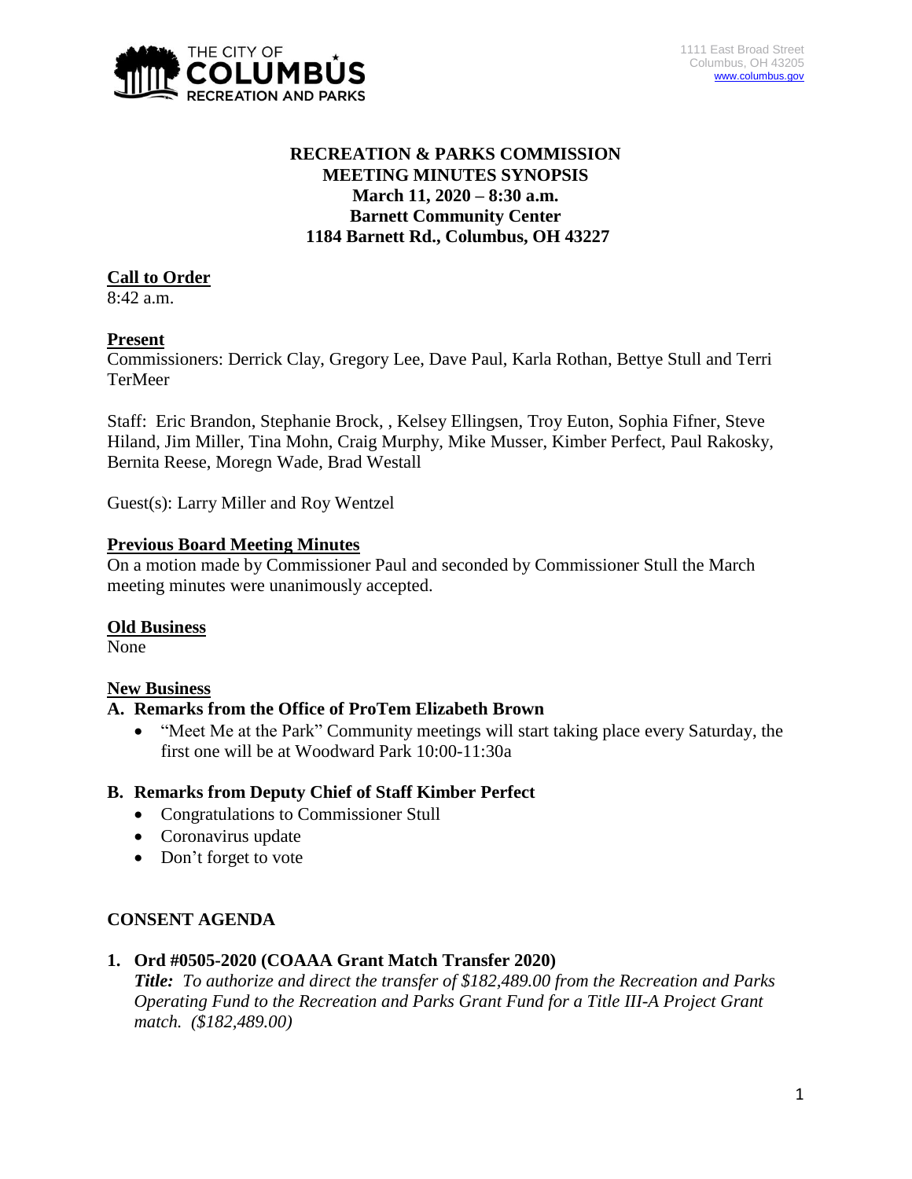THE CITY OF COLUMBUS RECREATION AND PARKS

1111 East Broad Street
Columbus, OH 43205
www.columbus.gov

**RECREATION & PARKS COMMISSION**
**MEETING MINUTES SYNOPSIS**
**March 11, 2020 – 8:30 a.m.**
**Barnett Community Center**
**1184 Barnett Rd., Columbus, OH 43227**

## Call to Order

8:42 a.m.

## Present

Commissioners: Derrick Clay, Gregory Lee, Dave Paul, Karla Rothan, Bettye Stull and Terri TerMeer

Staff: Eric Brandon, Stephanie Brock, , Kelsey Ellingsen, Troy Euton, Sophia Fifner, Steve Hiland, Jim Miller, Tina Mohn, Craig Murphy, Mike Musser, Kimber Perfect, Paul Rakosky, Bernita Reese, Moregn Wade, Brad Westall

Guest(s): Larry Miller and Roy Wentzel

## Previous Board Meeting Minutes

On a motion made by Commissioner Paul and seconded by Commissioner Stull the March meeting minutes were unanimously accepted.

## Old Business

None

## New Business

### A. Remarks from the Office of ProTem Elizabeth Brown

- "Meet Me at the Park" Community meetings will start taking place every Saturday, the first one will be at Woodward Park 10:00-11:30a

### B. Remarks from Deputy Chief of Staff Kimber Perfect

- Congratulations to Commissioner Stull
- Coronavirus update
- Don't forget to vote

## CONSENT AGENDA

### 1. Ord #0505-2020 (COAAA Grant Match Transfer 2020)

***Title:*** *To authorize and direct the transfer of $182,489.00 from the Recreation and Parks Operating Fund to the Recreation and Parks Grant Fund for a Title III-A Project Grant match. ($182,489.00)*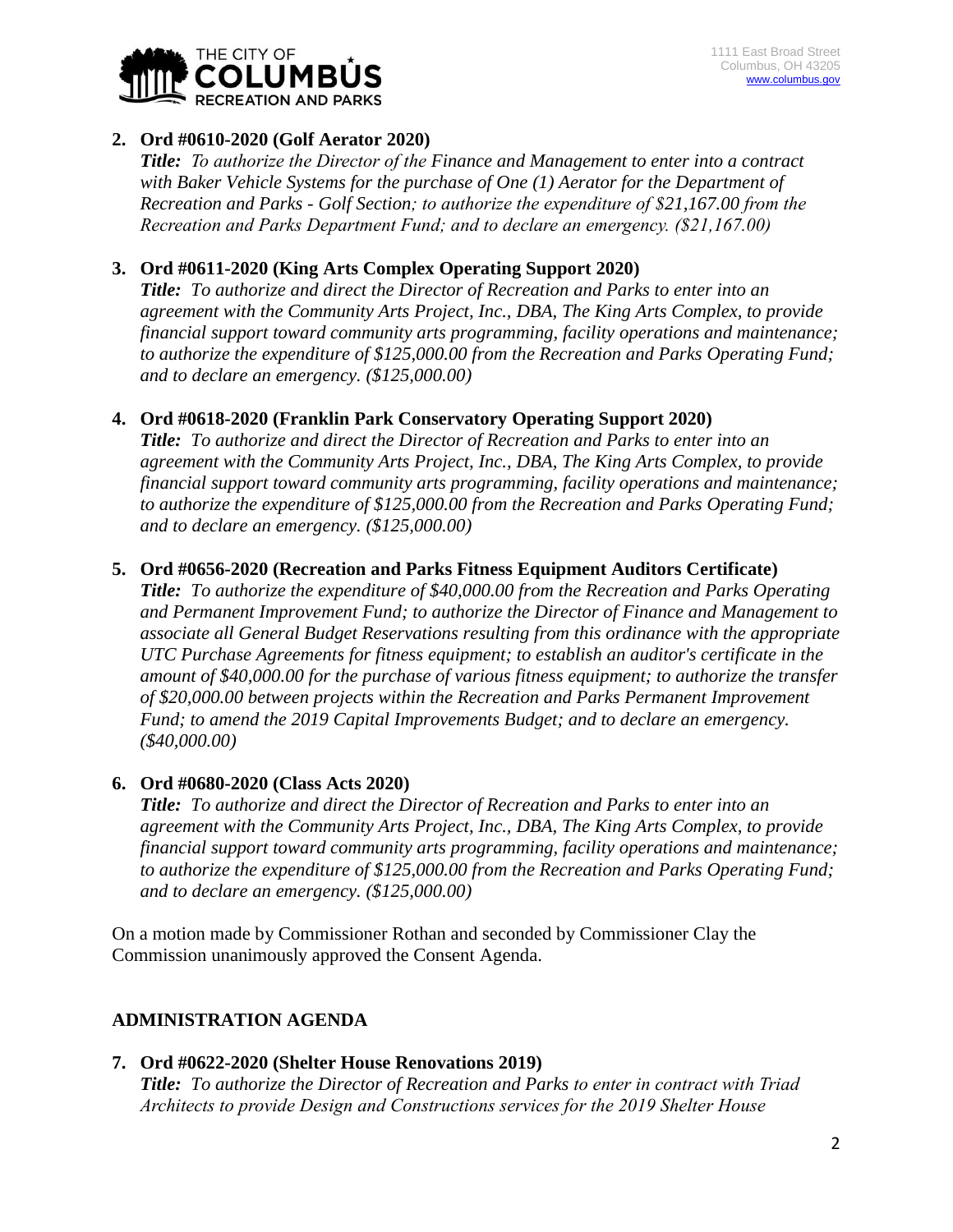2. **Ord #0610-2020 (Golf Aerator 2020)**
   ***Title:*** *To authorize the Director of the Finance and Management to enter into a contract with Baker Vehicle Systems for the purchase of One (1) Aerator for the Department of Recreation and Parks - Golf Section; to authorize the expenditure of $21,167.00 from the Recreation and Parks Department Fund; and to declare an emergency. ($21,167.00)*

3. **Ord #0611-2020 (King Arts Complex Operating Support 2020)**
   ***Title:*** *To authorize and direct the Director of Recreation and Parks to enter into an agreement with the Community Arts Project, Inc., DBA, The King Arts Complex, to provide financial support toward community arts programming, facility operations and maintenance; to authorize the expenditure of $125,000.00 from the Recreation and Parks Operating Fund; and to declare an emergency. ($125,000.00)*

4. **Ord #0618-2020 (Franklin Park Conservatory Operating Support 2020)**
   ***Title:*** *To authorize and direct the Director of Recreation and Parks to enter into an agreement with the Community Arts Project, Inc., DBA, The King Arts Complex, to provide financial support toward community arts programming, facility operations and maintenance; to authorize the expenditure of $125,000.00 from the Recreation and Parks Operating Fund; and to declare an emergency. ($125,000.00)*

5. **Ord #0656-2020 (Recreation and Parks Fitness Equipment Auditors Certificate)**
   ***Title:*** *To authorize the expenditure of $40,000.00 from the Recreation and Parks Operating and Permanent Improvement Fund; to authorize the Director of Finance and Management to associate all General Budget Reservations resulting from this ordinance with the appropriate UTC Purchase Agreements for fitness equipment; to establish an auditor's certificate in the amount of $40,000.00 for the purchase of various fitness equipment; to authorize the transfer of $20,000.00 between projects within the Recreation and Parks Permanent Improvement Fund; to amend the 2019 Capital Improvements Budget; and to declare an emergency. ($40,000.00)*

6. **Ord #0680-2020 (Class Acts 2020)**
   ***Title:*** *To authorize and direct the Director of Recreation and Parks to enter into an agreement with the Community Arts Project, Inc., DBA, The King Arts Complex, to provide financial support toward community arts programming, facility operations and maintenance; to authorize the expenditure of $125,000.00 from the Recreation and Parks Operating Fund; and to declare an emergency. ($125,000.00)*

On a motion made by Commissioner Rothan and seconded by Commissioner Clay the Commission unanimously approved the Consent Agenda.

## ADMINISTRATION AGENDA

7. **Ord #0622-2020 (Shelter House Renovations 2019)**
   ***Title:*** *To authorize the Director of Recreation and Parks to enter in contract with Triad Architects to provide Design and Constructions services for the 2019 Shelter House*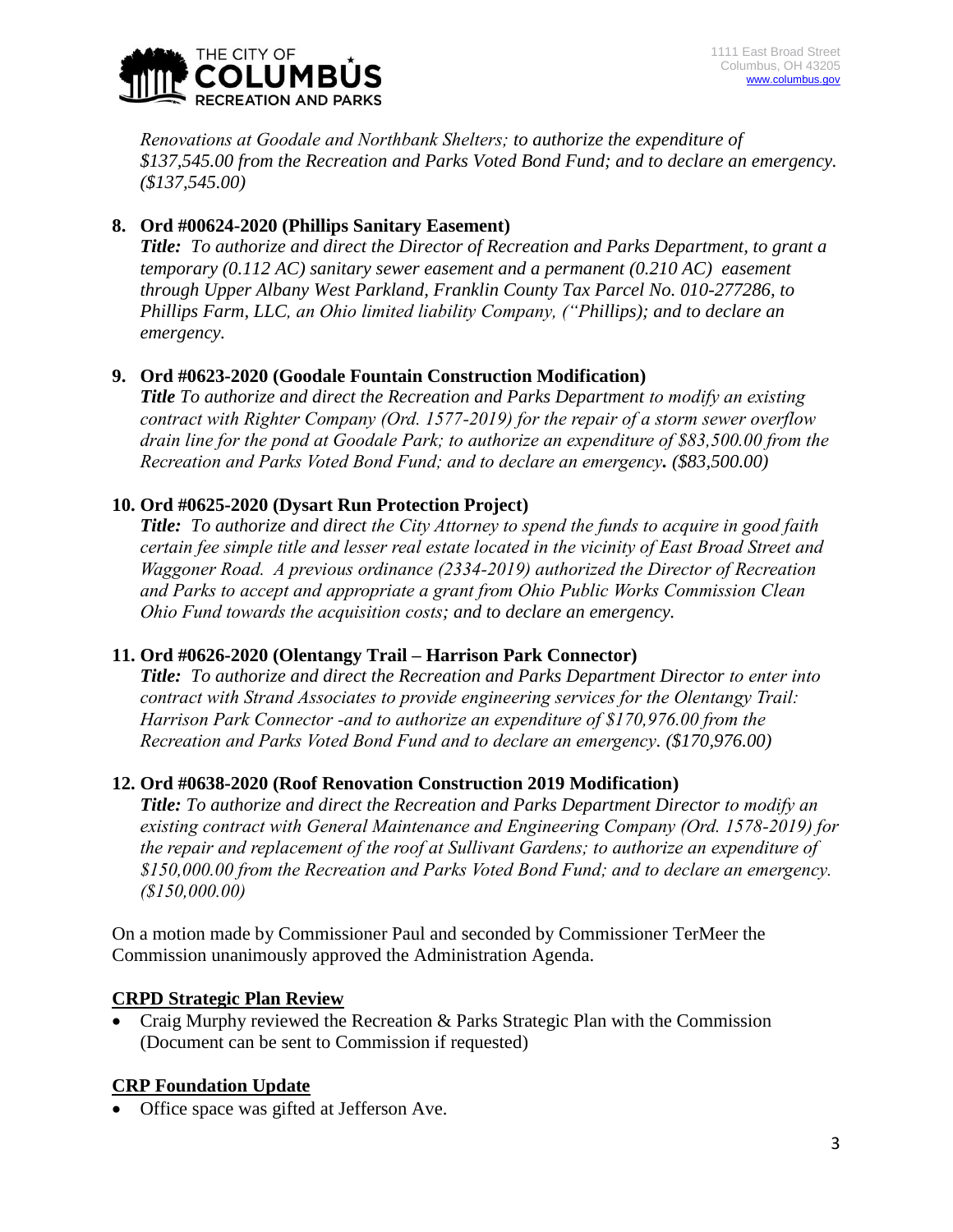*Renovations at Goodale and Northbank Shelters; to authorize the expenditure of $137,545.00 from the Recreation and Parks Voted Bond Fund; and to declare an emergency. ($137,545.00)*

8. **Ord #00624-2020 (Phillips Sanitary Easement)**
   ***Title:*** *To authorize and direct the Director of Recreation and Parks Department, to grant a temporary (0.112 AC) sanitary sewer easement and a permanent (0.210 AC) easement through Upper Albany West Parkland, Franklin County Tax Parcel No. 010-277286, to Phillips Farm, LLC, an Ohio limited liability Company, ("Phillips); and to declare an emergency.*

9. **Ord #0623-2020 (Goodale Fountain Construction Modification)**
   ***Title*** *To authorize and direct the Recreation and Parks Department to modify an existing contract with Righter Company (Ord. 1577-2019) for the repair of a storm sewer overflow drain line for the pond at Goodale Park; to authorize an expenditure of $83,500.00 from the Recreation and Parks Voted Bond Fund; and to declare an emergency. ($83,500.00)*

10. **Ord #0625-2020 (Dysart Run Protection Project)**
    ***Title:*** *To authorize and direct the City Attorney to spend the funds to acquire in good faith certain fee simple title and lesser real estate located in the vicinity of East Broad Street and Waggoner Road. A previous ordinance (2334-2019) authorized the Director of Recreation and Parks to accept and appropriate a grant from Ohio Public Works Commission Clean Ohio Fund towards the acquisition costs; and to declare an emergency.*

11. **Ord #0626-2020 (Olentangy Trail – Harrison Park Connector)**
    ***Title:*** *To authorize and direct the Recreation and Parks Department Director to enter into contract with Strand Associates to provide engineering services for the Olentangy Trail: Harrison Park Connector -and to authorize an expenditure of $170,976.00 from the Recreation and Parks Voted Bond Fund and to declare an emergency. ($170,976.00)*

12. **Ord #0638-2020 (Roof Renovation Construction 2019 Modification)**
    ***Title:*** *To authorize and direct the Recreation and Parks Department Director to modify an existing contract with General Maintenance and Engineering Company (Ord. 1578-2019) for the repair and replacement of the roof at Sullivant Gardens; to authorize an expenditure of $150,000.00 from the Recreation and Parks Voted Bond Fund; and to declare an emergency. ($150,000.00)*

On a motion made by Commissioner Paul and seconded by Commissioner TerMeer the Commission unanimously approved the Administration Agenda.

**CRPD Strategic Plan Review**

- Craig Murphy reviewed the Recreation & Parks Strategic Plan with the Commission (Document can be sent to Commission if requested)

**CRP Foundation Update**

- Office space was gifted at Jefferson Ave.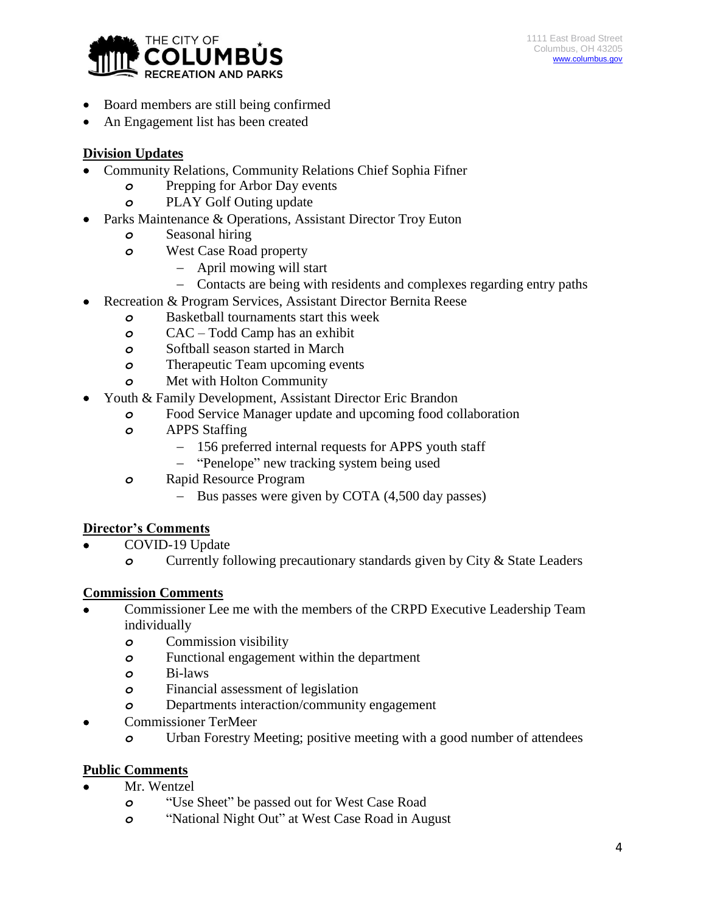- Board members are still being confirmed
- An Engagement list has been created

**Division Updates**

- Community Relations, Community Relations Chief Sophia Fifner
  - Prepping for Arbor Day events
  - PLAY Golf Outing update
- Parks Maintenance & Operations, Assistant Director Troy Euton
  - Seasonal hiring
  - West Case Road property
    - April mowing will start
    - Contacts are being with residents and complexes regarding entry paths
- Recreation & Program Services, Assistant Director Bernita Reese
  - Basketball tournaments start this week
  - CAC – Todd Camp has an exhibit
  - Softball season started in March
  - Therapeutic Team upcoming events
  - Met with Holton Community
- Youth & Family Development, Assistant Director Eric Brandon
  - Food Service Manager update and upcoming food collaboration
  - APPS Staffing
    - 156 preferred internal requests for APPS youth staff
    - "Penelope" new tracking system being used
  - Rapid Resource Program
    - Bus passes were given by COTA (4,500 day passes)

**Director's Comments**

- COVID-19 Update
  - Currently following precautionary standards given by City & State Leaders

**Commission Comments**

- Commissioner Lee me with the members of the CRPD Executive Leadership Team individually
  - Commission visibility
  - Functional engagement within the department
  - Bi-laws
  - Financial assessment of legislation
  - Departments interaction/community engagement
- Commissioner TerMeer
  - Urban Forestry Meeting; positive meeting with a good number of attendees

**Public Comments**

- Mr. Wentzel
  - "Use Sheet" be passed out for West Case Road
  - "National Night Out" at West Case Road in August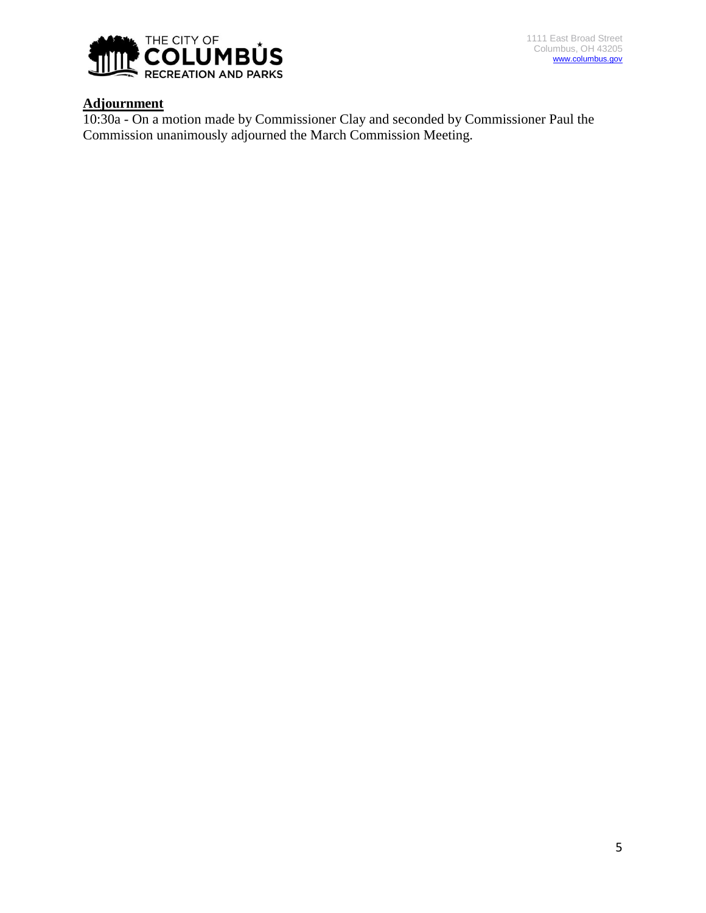## Adjournment

10:30a - On a motion made by Commissioner Clay and seconded by Commissioner Paul the Commission unanimously adjourned the March Commission Meeting.